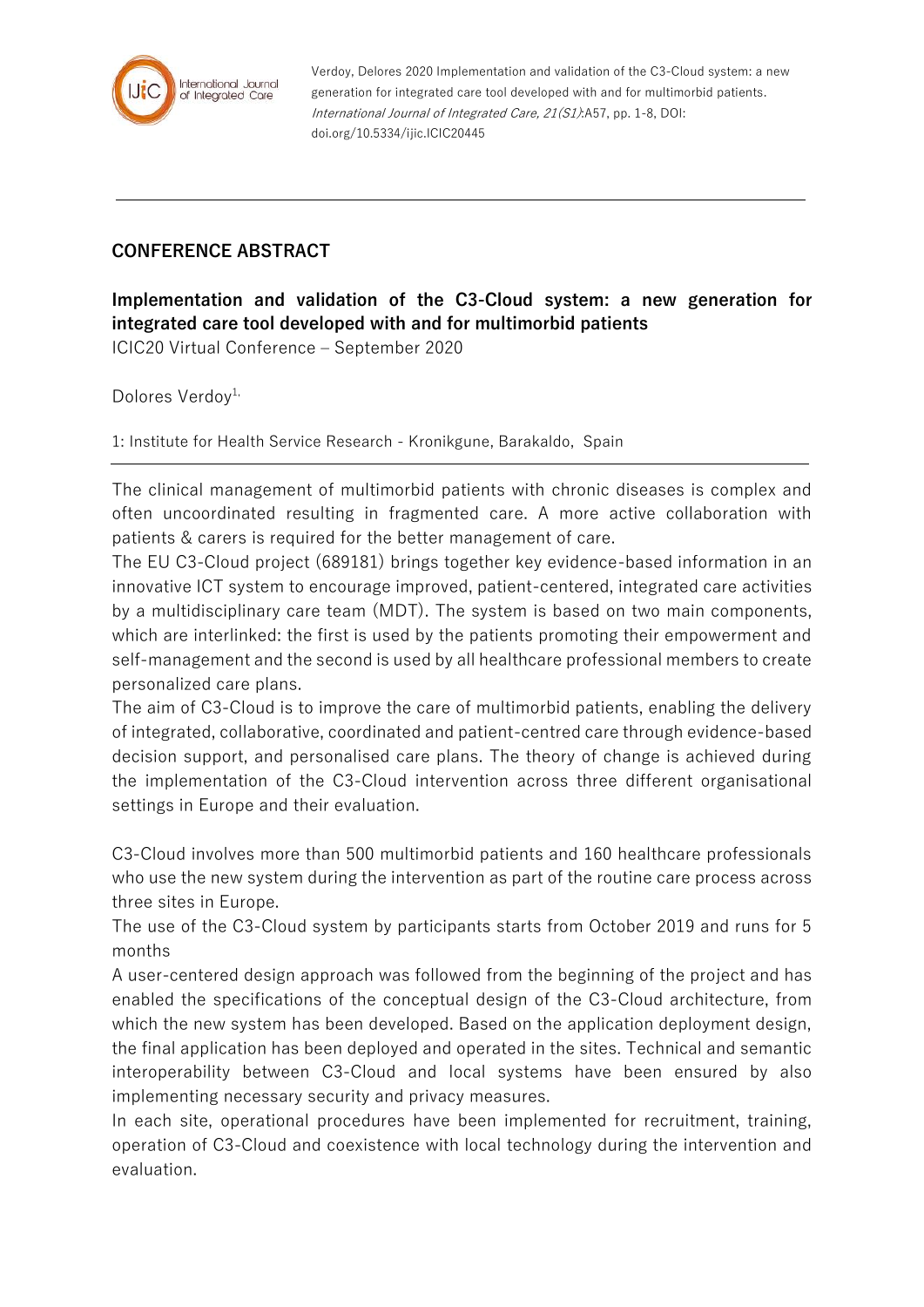## CONFERENCE ABSTRACT

# Implementation and validation of the C3-Cloud system: a new generation for integrated care tool developed with and for multimorbid patients

ICIC20 Virtual Conference – September 2020

Dolores Verdoy[1,]

1: Institute for Health Service Research - Kronikgune, Barakaldo, Spain

The clinical management of multimorbid patients with chronic diseases is complex and often uncoordinated resulting in fragmented care. A more active collaboration with patients & carers is required for the better management of care.

The EU C3-Cloud project (689181) brings together key evidence-based information in an innovative ICT system to encourage improved, patient-centered, integrated care activities by a multidisciplinary care team (MDT). The system is based on two main components, which are interlinked: the first is used by the patients promoting their empowerment and self-management and the second is used by all healthcare professional members to create personalized care plans.

The aim of C3-Cloud is to improve the care of multimorbid patients, enabling the delivery of integrated, collaborative, coordinated and patient-centred care through evidence-based decision support, and personalised care plans. The theory of change is achieved during the implementation of the C3-Cloud intervention across three different organisational settings in Europe and their evaluation.

C3-Cloud involves more than 500 multimorbid patients and 160 healthcare professionals who use the new system during the intervention as part of the routine care process across three sites in Europe.

The use of the C3-Cloud system by participants starts from October 2019 and runs for 5 months

A user-centered design approach was followed from the beginning of the project and has enabled the specifications of the conceptual design of the C3-Cloud architecture, from which the new system has been developed. Based on the application deployment design, the final application has been deployed and operated in the sites. Technical and semantic interoperability between C3-Cloud and local systems have been ensured by also implementing necessary security and privacy measures.

In each site, operational procedures have been implemented for recruitment, training, operation of C3-Cloud and coexistence with local technology during the intervention and evaluation.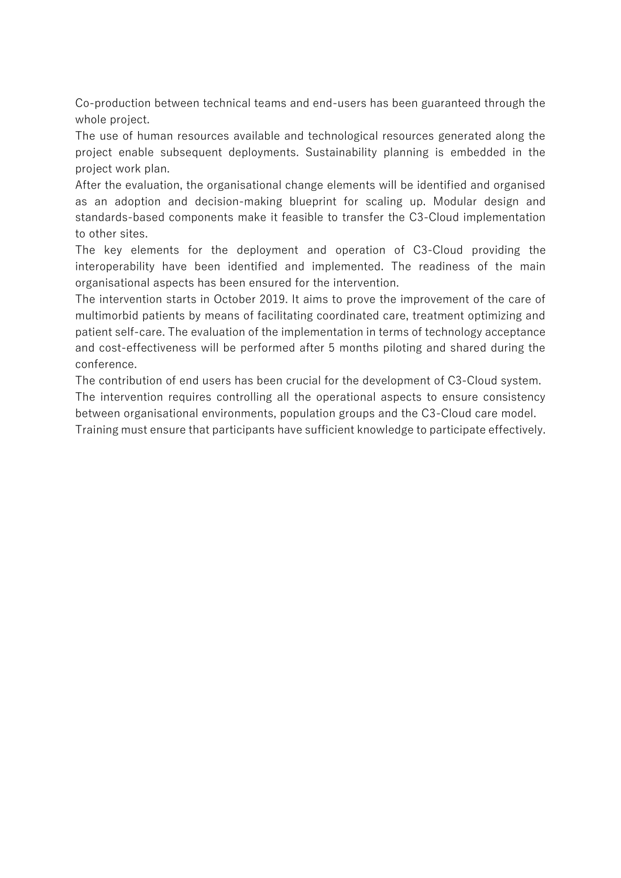Co-production between technical teams and end-users has been guaranteed through the whole project.

The use of human resources available and technological resources generated along the project enable subsequent deployments. Sustainability planning is embedded in the project work plan.

After the evaluation, the organisational change elements will be identified and organised as an adoption and decision-making blueprint for scaling up. Modular design and standards-based components make it feasible to transfer the C3-Cloud implementation to other sites.

The key elements for the deployment and operation of C3-Cloud providing the interoperability have been identified and implemented. The readiness of the main organisational aspects has been ensured for the intervention.

The intervention starts in October 2019. It aims to prove the improvement of the care of multimorbid patients by means of facilitating coordinated care, treatment optimizing and patient self-care. The evaluation of the implementation in terms of technology acceptance and cost-effectiveness will be performed after 5 months piloting and shared during the conference.

The contribution of end users has been crucial for the development of C3-Cloud system.

The intervention requires controlling all the operational aspects to ensure consistency between organisational environments, population groups and the C3-Cloud care model.

Training must ensure that participants have sufficient knowledge to participate effectively.